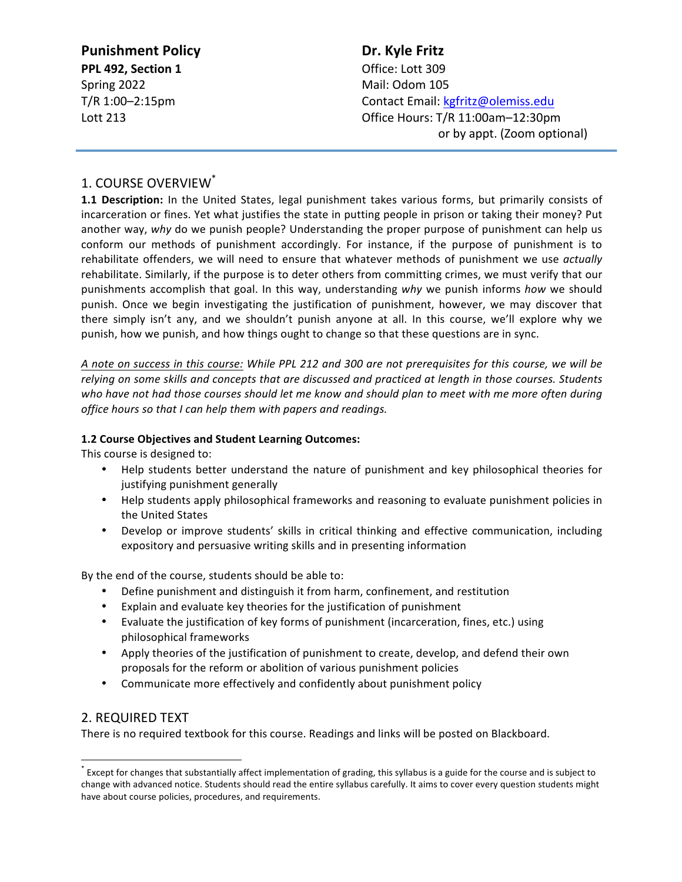**Punishment Policy**
**PPL 492, Section 1**
Spring 2022
T/R 1:00–2:15pm
Lott 213

**Dr. Kyle Fritz**
Office: Lott 309
Mail: Odom 105
Contact Email: kgfritz@olemiss.edu
Office Hours: T/R 11:00am–12:30pm
or by appt. (Zoom optional)

---

## 1. COURSE OVERVIEW[*]

**1.1 Description:** In the United States, legal punishment takes various forms, but primarily consists of incarceration or fines. Yet what justifies the state in putting people in prison or taking their money? Put another way, *why* do we punish people? Understanding the proper purpose of punishment can help us conform our methods of punishment accordingly. For instance, if the purpose of punishment is to rehabilitate offenders, we will need to ensure that whatever methods of punishment we use *actually* rehabilitate. Similarly, if the purpose is to deter others from committing crimes, we must verify that our punishments accomplish that goal. In this way, understanding *why* we punish informs *how* we should punish. Once we begin investigating the justification of punishment, however, we may discover that there simply isn't any, and we shouldn't punish anyone at all. In this course, we'll explore why we punish, how we punish, and how things ought to change so that these questions are in sync.

*A note on success in this course: While PPL 212 and 300 are not prerequisites for this course, we will be relying on some skills and concepts that are discussed and practiced at length in those courses. Students who have not had those courses should let me know and should plan to meet with me more often during office hours so that I can help them with papers and readings.*

**1.2 Course Objectives and Student Learning Outcomes:**

This course is designed to:

- Help students better understand the nature of punishment and key philosophical theories for justifying punishment generally
- Help students apply philosophical frameworks and reasoning to evaluate punishment policies in the United States
- Develop or improve students' skills in critical thinking and effective communication, including expository and persuasive writing skills and in presenting information

By the end of the course, students should be able to:

- Define punishment and distinguish it from harm, confinement, and restitution
- Explain and evaluate key theories for the justification of punishment
- Evaluate the justification of key forms of punishment (incarceration, fines, etc.) using philosophical frameworks
- Apply theories of the justification of punishment to create, develop, and defend their own proposals for the reform or abolition of various punishment policies
- Communicate more effectively and confidently about punishment policy

## 2. REQUIRED TEXT

There is no required textbook for this course. Readings and links will be posted on Blackboard.

---

[*] Except for changes that substantially affect implementation of grading, this syllabus is a guide for the course and is subject to change with advanced notice. Students should read the entire syllabus carefully. It aims to cover every question students might have about course policies, procedures, and requirements.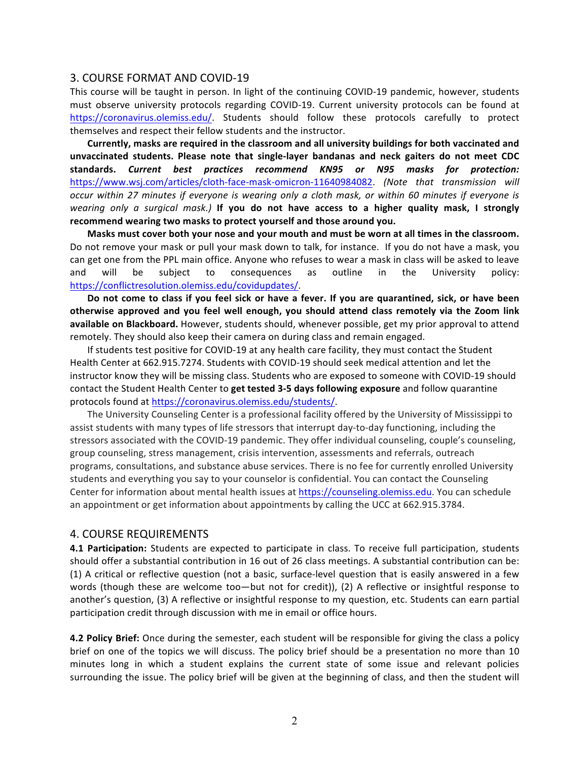## 3. COURSE FORMAT AND COVID-19

This course will be taught in person. In light of the continuing COVID-19 pandemic, however, students must observe university protocols regarding COVID-19. Current university protocols can be found at https://coronavirus.olemiss.edu/. Students should follow these protocols carefully to protect themselves and respect their fellow students and the instructor.

**Currently, masks are required in the classroom and all university buildings for both vaccinated and unvaccinated students. Please note that single-layer bandanas and neck gaiters do not meet CDC standards.** ***Current best practices recommend KN95 or N95 masks for protection:*** https://www.wsj.com/articles/cloth-face-mask-omicron-11640984082. *(Note that transmission will occur within 27 minutes if everyone is wearing only a cloth mask, or within 60 minutes if everyone is wearing only a surgical mask.)* **If you do not have access to a higher quality mask, I strongly recommend wearing two masks to protect yourself and those around you.**

**Masks must cover both your nose and your mouth and must be worn at all times in the classroom.** Do not remove your mask or pull your mask down to talk, for instance. If you do not have a mask, you can get one from the PPL main office. Anyone who refuses to wear a mask in class will be asked to leave and will be subject to consequences as outline in the University policy: https://conflictresolution.olemiss.edu/covidupdates/.

**Do not come to class if you feel sick or have a fever. If you are quarantined, sick, or have been otherwise approved and you feel well enough, you should attend class remotely via the Zoom link available on Blackboard.** However, students should, whenever possible, get my prior approval to attend remotely. They should also keep their camera on during class and remain engaged.

If students test positive for COVID-19 at any health care facility, they must contact the Student Health Center at 662.915.7274. Students with COVID-19 should seek medical attention and let the instructor know they will be missing class. Students who are exposed to someone with COVID-19 should contact the Student Health Center to **get tested 3-5 days following exposure** and follow quarantine protocols found at https://coronavirus.olemiss.edu/students/.

The University Counseling Center is a professional facility offered by the University of Mississippi to assist students with many types of life stressors that interrupt day-to-day functioning, including the stressors associated with the COVID-19 pandemic. They offer individual counseling, couple's counseling, group counseling, stress management, crisis intervention, assessments and referrals, outreach programs, consultations, and substance abuse services. There is no fee for currently enrolled University students and everything you say to your counselor is confidential. You can contact the Counseling Center for information about mental health issues at https://counseling.olemiss.edu. You can schedule an appointment or get information about appointments by calling the UCC at 662.915.3784.

## 4. COURSE REQUIREMENTS

**4.1 Participation:** Students are expected to participate in class. To receive full participation, students should offer a substantial contribution in 16 out of 26 class meetings. A substantial contribution can be: (1) A critical or reflective question (not a basic, surface-level question that is easily answered in a few words (though these are welcome too—but not for credit)), (2) A reflective or insightful response to another's question, (3) A reflective or insightful response to my question, etc. Students can earn partial participation credit through discussion with me in email or office hours.

**4.2 Policy Brief:** Once during the semester, each student will be responsible for giving the class a policy brief on one of the topics we will discuss. The policy brief should be a presentation no more than 10 minutes long in which a student explains the current state of some issue and relevant policies surrounding the issue. The policy brief will be given at the beginning of class, and then the student will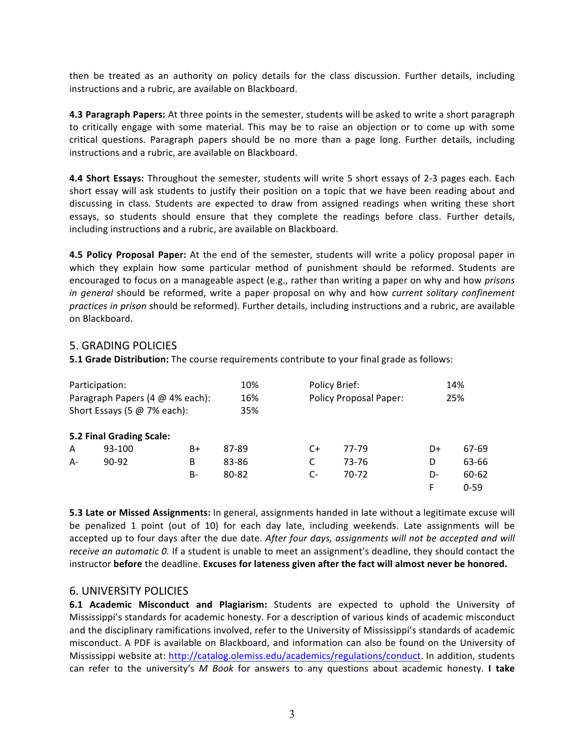then be treated as an authority on policy details for the class discussion. Further details, including instructions and a rubric, are available on Blackboard.

**4.3 Paragraph Papers:** At three points in the semester, students will be asked to write a short paragraph to critically engage with some material. This may be to raise an objection or to come up with some critical questions. Paragraph papers should be no more than a page long. Further details, including instructions and a rubric, are available on Blackboard.

**4.4 Short Essays:** Throughout the semester, students will write 5 short essays of 2-3 pages each. Each short essay will ask students to justify their position on a topic that we have been reading about and discussing in class. Students are expected to draw from assigned readings when writing these short essays, so students should ensure that they complete the readings before class. Further details, including instructions and a rubric, are available on Blackboard.

**4.5 Policy Proposal Paper:** At the end of the semester, students will write a policy proposal paper in which they explain how some particular method of punishment should be reformed. Students are encouraged to focus on a manageable aspect (e.g., rather than writing a paper on why and how *prisons in general* should be reformed, write a paper proposal on why and how *current solitary confinement practices in prison* should be reformed). Further details, including instructions and a rubric, are available on Blackboard.

## 5. GRADING POLICIES

**5.1 Grade Distribution:** The course requirements contribute to your final grade as follows:

| | | | |
|---|---|---|---|
| Participation: | 10% | Policy Brief: | 14% |
| Paragraph Papers (4 @ 4% each): | 16% | Policy Proposal Paper: | 25% |
| Short Essays (5 @ 7% each): | 35% | | |

**5.2 Final Grading Scale:**

| | | | | | | | |
|---|---|---|---|---|---|---|---|
| A | 93-100 | B+ | 87-89 | C+ | 77-79 | D+ | 67-69 |
| A- | 90-92 | B | 83-86 | C | 73-76 | D | 63-66 |
| | | B- | 80-82 | C- | 70-72 | D- | 60-62 |
| | | | | | | F | 0-59 |

**5.3 Late or Missed Assignments:** In general, assignments handed in late without a legitimate excuse will be penalized 1 point (out of 10) for each day late, including weekends. Late assignments will be accepted up to four days after the due date. *After four days, assignments will not be accepted and will receive an automatic 0.* If a student is unable to meet an assignment's deadline, they should contact the instructor **before** the deadline. **Excuses for lateness given after the fact will almost never be honored.**

## 6. UNIVERSITY POLICIES

**6.1 Academic Misconduct and Plagiarism:** Students are expected to uphold the University of Mississippi's standards for academic honesty. For a description of various kinds of academic misconduct and the disciplinary ramifications involved, refer to the University of Mississippi's standards of academic misconduct. A PDF is available on Blackboard, and information can also be found on the University of Mississippi website at: http://catalog.olemiss.edu/academics/regulations/conduct. In addition, students can refer to the university's *M Book* for answers to any questions about academic honesty. **I take**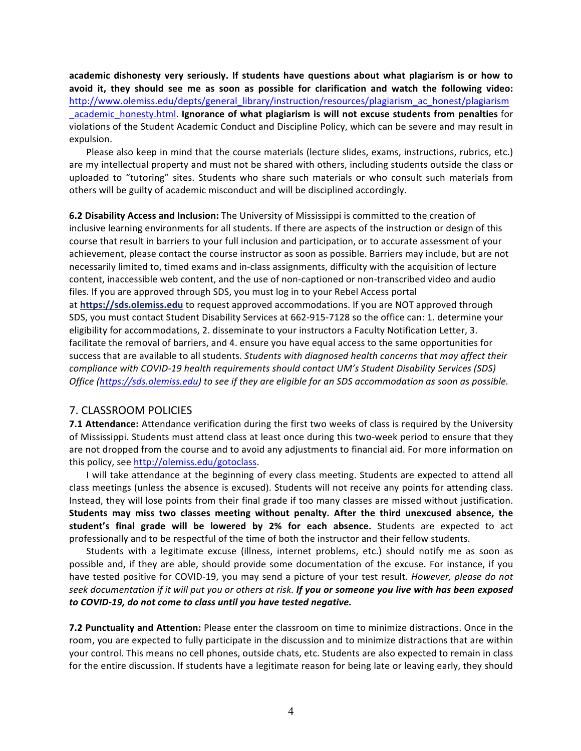**academic dishonesty very seriously. If students have questions about what plagiarism is or how to avoid it, they should see me as soon as possible for clarification and watch the following video:** http://www.olemiss.edu/depts/general_library/instruction/resources/plagiarism_ac_honest/plagiarism_academic_honesty.html. **Ignorance of what plagiarism is will not excuse students from penalties** for violations of the Student Academic Conduct and Discipline Policy, which can be severe and may result in expulsion.

Please also keep in mind that the course materials (lecture slides, exams, instructions, rubrics, etc.) are my intellectual property and must not be shared with others, including students outside the class or uploaded to "tutoring" sites. Students who share such materials or who consult such materials from others will be guilty of academic misconduct and will be disciplined accordingly.

**6.2 Disability Access and Inclusion:** The University of Mississippi is committed to the creation of inclusive learning environments for all students. If there are aspects of the instruction or design of this course that result in barriers to your full inclusion and participation, or to accurate assessment of your achievement, please contact the course instructor as soon as possible. Barriers may include, but are not necessarily limited to, timed exams and in-class assignments, difficulty with the acquisition of lecture content, inaccessible web content, and the use of non-captioned or non-transcribed video and audio files. If you are approved through SDS, you must log in to your Rebel Access portal at **https://sds.olemiss.edu** to request approved accommodations. If you are NOT approved through SDS, you must contact Student Disability Services at 662-915-7128 so the office can: 1. determine your eligibility for accommodations, 2. disseminate to your instructors a Faculty Notification Letter, 3. facilitate the removal of barriers, and 4. ensure you have equal access to the same opportunities for success that are available to all students. *Students with diagnosed health concerns that may affect their compliance with COVID-19 health requirements should contact UM's Student Disability Services (SDS) Office (https://sds.olemiss.edu) to see if they are eligible for an SDS accommodation as soon as possible.*

## 7. CLASSROOM POLICIES

**7.1 Attendance:** Attendance verification during the first two weeks of class is required by the University of Mississippi. Students must attend class at least once during this two-week period to ensure that they are not dropped from the course and to avoid any adjustments to financial aid. For more information on this policy, see http://olemiss.edu/gotoclass.

I will take attendance at the beginning of every class meeting. Students are expected to attend all class meetings (unless the absence is excused). Students will not receive any points for attending class. Instead, they will lose points from their final grade if too many classes are missed without justification. **Students may miss two classes meeting without penalty. After the third unexcused absence, the student's final grade will be lowered by 2% for each absence.** Students are expected to act professionally and to be respectful of the time of both the instructor and their fellow students.

Students with a legitimate excuse (illness, internet problems, etc.) should notify me as soon as possible and, if they are able, should provide some documentation of the excuse. For instance, if you have tested positive for COVID-19, you may send a picture of your test result. *However, please do not seek documentation if it will put you or others at risk.* ***If you or someone you live with has been exposed to COVID-19, do not come to class until you have tested negative.***

**7.2 Punctuality and Attention:** Please enter the classroom on time to minimize distractions. Once in the room, you are expected to fully participate in the discussion and to minimize distractions that are within your control. This means no cell phones, outside chats, etc. Students are also expected to remain in class for the entire discussion. If students have a legitimate reason for being late or leaving early, they should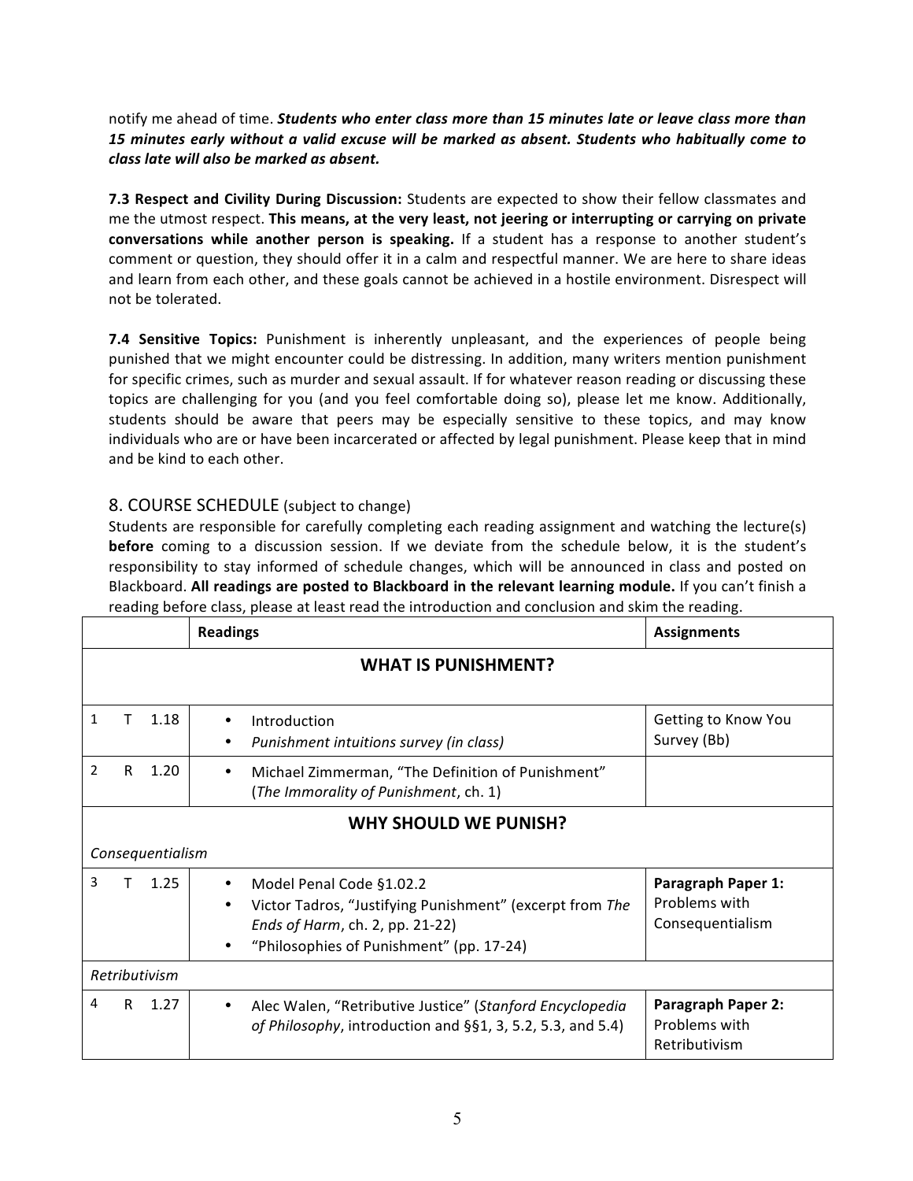notify me ahead of time. ***Students who enter class more than 15 minutes late or leave class more than 15 minutes early without a valid excuse will be marked as absent. Students who habitually come to class late will also be marked as absent.***

**7.3 Respect and Civility During Discussion:** Students are expected to show their fellow classmates and me the utmost respect. **This means, at the very least, not jeering or interrupting or carrying on private conversations while another person is speaking.** If a student has a response to another student's comment or question, they should offer it in a calm and respectful manner. We are here to share ideas and learn from each other, and these goals cannot be achieved in a hostile environment. Disrespect will not be tolerated.

**7.4 Sensitive Topics:** Punishment is inherently unpleasant, and the experiences of people being punished that we might encounter could be distressing. In addition, many writers mention punishment for specific crimes, such as murder and sexual assault. If for whatever reason reading or discussing these topics are challenging for you (and you feel comfortable doing so), please let me know. Additionally, students should be aware that peers may be especially sensitive to these topics, and may know individuals who are or have been incarcerated or affected by legal punishment. Please keep that in mind and be kind to each other.

## 8. COURSE SCHEDULE (subject to change)

Students are responsible for carefully completing each reading assignment and watching the lecture(s) **before** coming to a discussion session. If we deviate from the schedule below, it is the student's responsibility to stay informed of schedule changes, which will be announced in class and posted on Blackboard. **All readings are posted to Blackboard in the relevant learning module.** If you can't finish a reading before class, please at least read the introduction and conclusion and skim the reading.

| | Readings | Assignments |
|---|---|---|
| | **WHAT IS PUNISHMENT?** | |
| 1 T 1.18 | • Introduction<br>• *Punishment intuitions survey (in class)* | Getting to Know You Survey (Bb) |
| 2 R 1.20 | • Michael Zimmerman, "The Definition of Punishment" (*The Immorality of Punishment*, ch. 1) | |
| | **WHY SHOULD WE PUNISH?** | |
| *Consequentialism* | | |
| 3 T 1.25 | • Model Penal Code §1.02.2<br>• Victor Tadros, "Justifying Punishment" (excerpt from *The Ends of Harm*, ch. 2, pp. 21-22)<br>• "Philosophies of Punishment" (pp. 17-24) | **Paragraph Paper 1:** Problems with Consequentialism |
| *Retributivism* | | |
| 4 R 1.27 | • Alec Walen, "Retributive Justice" (*Stanford Encyclopedia of Philosophy*, introduction and §§1, 3, 5.2, 5.3, and 5.4) | **Paragraph Paper 2:** Problems with Retributivism |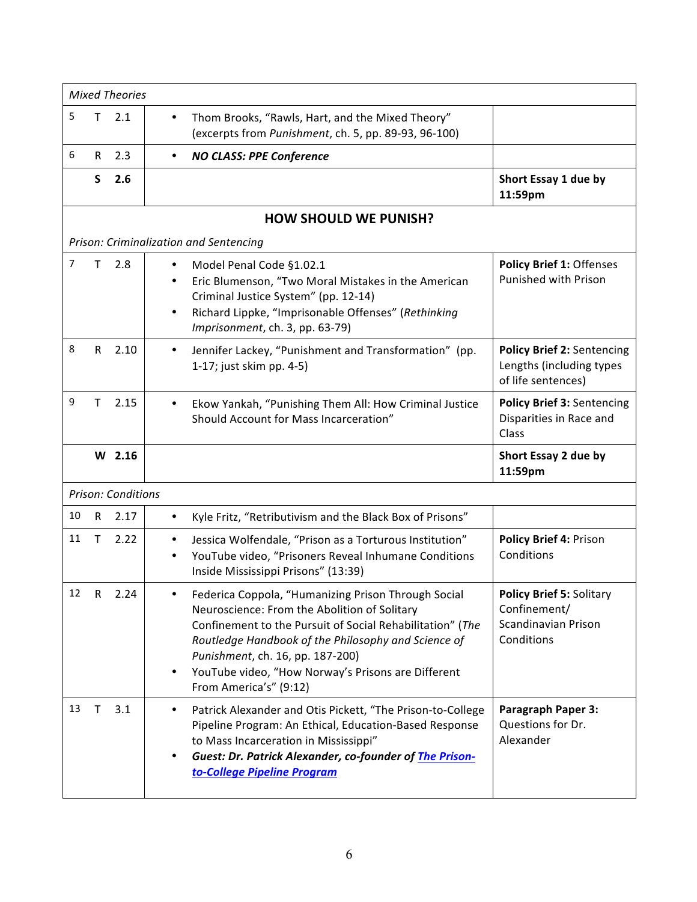| | | | | |
|---|---|---|---|---|
| *Mixed Theories* | | | | |
| 5 | T | 2.1 | • Thom Brooks, "Rawls, Hart, and the Mixed Theory" (excerpts from *Punishment*, ch. 5, pp. 89-93, 96-100) | |
| 6 | R | 2.3 | • ***NO CLASS: PPE Conference*** | |
| | **S** | **2.6** | | **Short Essay 1 due by 11:59pm** |
| **HOW SHOULD WE PUNISH?** | | | | |
| *Prison: Criminalization and Sentencing* | | | | |
| 7 | T | 2.8 | • Model Penal Code §1.02.1<br>• Eric Blumenson, "Two Moral Mistakes in the American Criminal Justice System" (pp. 12-14)<br>• Richard Lippke, "Imprisonable Offenses" (*Rethinking Imprisonment*, ch. 3, pp. 63-79) | **Policy Brief 1:** Offenses Punished with Prison |
| 8 | R | 2.10 | • Jennifer Lackey, "Punishment and Transformation" (pp. 1-17; just skim pp. 4-5) | **Policy Brief 2:** Sentencing Lengths (including types of life sentences) |
| 9 | T | 2.15 | • Ekow Yankah, "Punishing Them All: How Criminal Justice Should Account for Mass Incarceration" | **Policy Brief 3:** Sentencing Disparities in Race and Class |
| | **W** | **2.16** | | **Short Essay 2 due by 11:59pm** |
| *Prison: Conditions* | | | | |
| 10 | R | 2.17 | • Kyle Fritz, "Retributivism and the Black Box of Prisons" | |
| 11 | T | 2.22 | • Jessica Wolfendale, "Prison as a Torturous Institution"<br>• YouTube video, "Prisoners Reveal Inhumane Conditions Inside Mississippi Prisons" (13:39) | **Policy Brief 4:** Prison Conditions |
| 12 | R | 2.24 | • Federica Coppola, "Humanizing Prison Through Social Neuroscience: From the Abolition of Solitary Confinement to the Pursuit of Social Rehabilitation" (*The Routledge Handbook of the Philosophy and Science of Punishment*, ch. 16, pp. 187-200)<br>• YouTube video, "How Norway's Prisons are Different From America's" (9:12) | **Policy Brief 5:** Solitary Confinement/ Scandinavian Prison Conditions |
| 13 | T | 3.1 | • Patrick Alexander and Otis Pickett, "The Prison-to-College Pipeline Program: An Ethical, Education-Based Response to Mass Incarceration in Mississippi"<br>• ***Guest: Dr. Patrick Alexander, co-founder of The Prison-to-College Pipeline Program*** | **Paragraph Paper 3:** Questions for Dr. Alexander |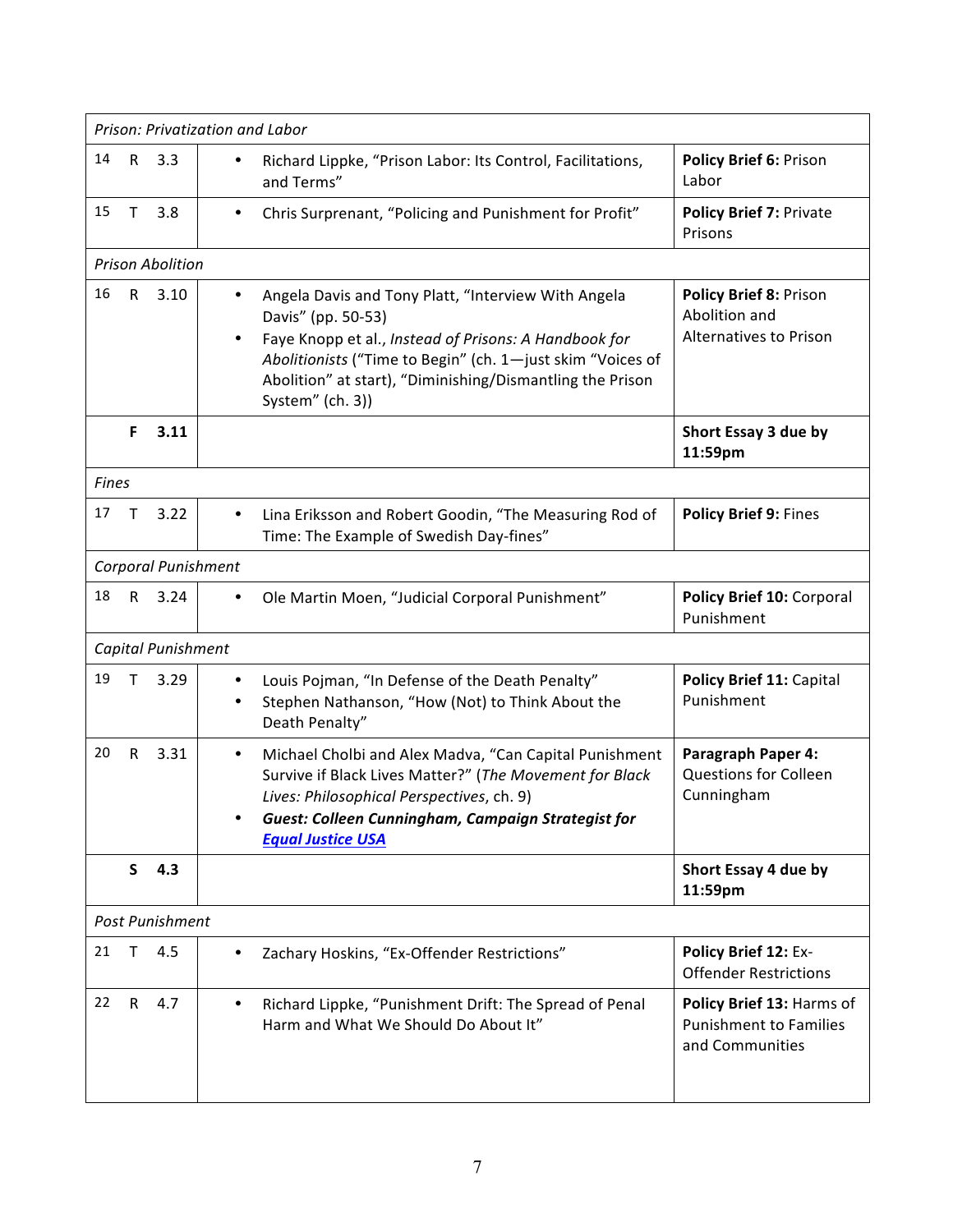| | | | | |
|---|---|---|---|---|
| *Prison: Privatization and Labor* | | | | |
| 14 | R | 3.3 | • Richard Lippke, "Prison Labor: Its Control, Facilitations, and Terms" | **Policy Brief 6:** Prison Labor |
| 15 | T | 3.8 | • Chris Surprenant, "Policing and Punishment for Profit" | **Policy Brief 7:** Private Prisons |
| *Prison Abolition* | | | | |
| 16 | R | 3.10 | • Angela Davis and Tony Platt, "Interview With Angela Davis" (pp. 50-53)<br>• Faye Knopp et al., *Instead of Prisons: A Handbook for Abolitionists* ("Time to Begin" (ch. 1—just skim "Voices of Abolition" at start), "Diminishing/Dismantling the Prison System" (ch. 3)) | **Policy Brief 8:** Prison Abolition and Alternatives to Prison |
| | **F** | **3.11** | | **Short Essay 3 due by 11:59pm** |
| *Fines* | | | | |
| 17 | T | 3.22 | • Lina Eriksson and Robert Goodin, "The Measuring Rod of Time: The Example of Swedish Day-fines" | **Policy Brief 9:** Fines |
| *Corporal Punishment* | | | | |
| 18 | R | 3.24 | • Ole Martin Moen, "Judicial Corporal Punishment" | **Policy Brief 10:** Corporal Punishment |
| *Capital Punishment* | | | | |
| 19 | T | 3.29 | • Louis Pojman, "In Defense of the Death Penalty"<br>• Stephen Nathanson, "How (Not) to Think About the Death Penalty" | **Policy Brief 11:** Capital Punishment |
| 20 | R | 3.31 | • Michael Cholbi and Alex Madva, "Can Capital Punishment Survive if Black Lives Matter?" (*The Movement for Black Lives: Philosophical Perspectives*, ch. 9)<br>• ***Guest: Colleen Cunningham, Campaign Strategist for Equal Justice USA*** | **Paragraph Paper 4:** Questions for Colleen Cunningham |
| | **S** | **4.3** | | **Short Essay 4 due by 11:59pm** |
| *Post Punishment* | | | | |
| 21 | T | 4.5 | • Zachary Hoskins, "Ex-Offender Restrictions" | **Policy Brief 12:** Ex-Offender Restrictions |
| 22 | R | 4.7 | • Richard Lippke, "Punishment Drift: The Spread of Penal Harm and What We Should Do About It" | **Policy Brief 13:** Harms of Punishment to Families and Communities |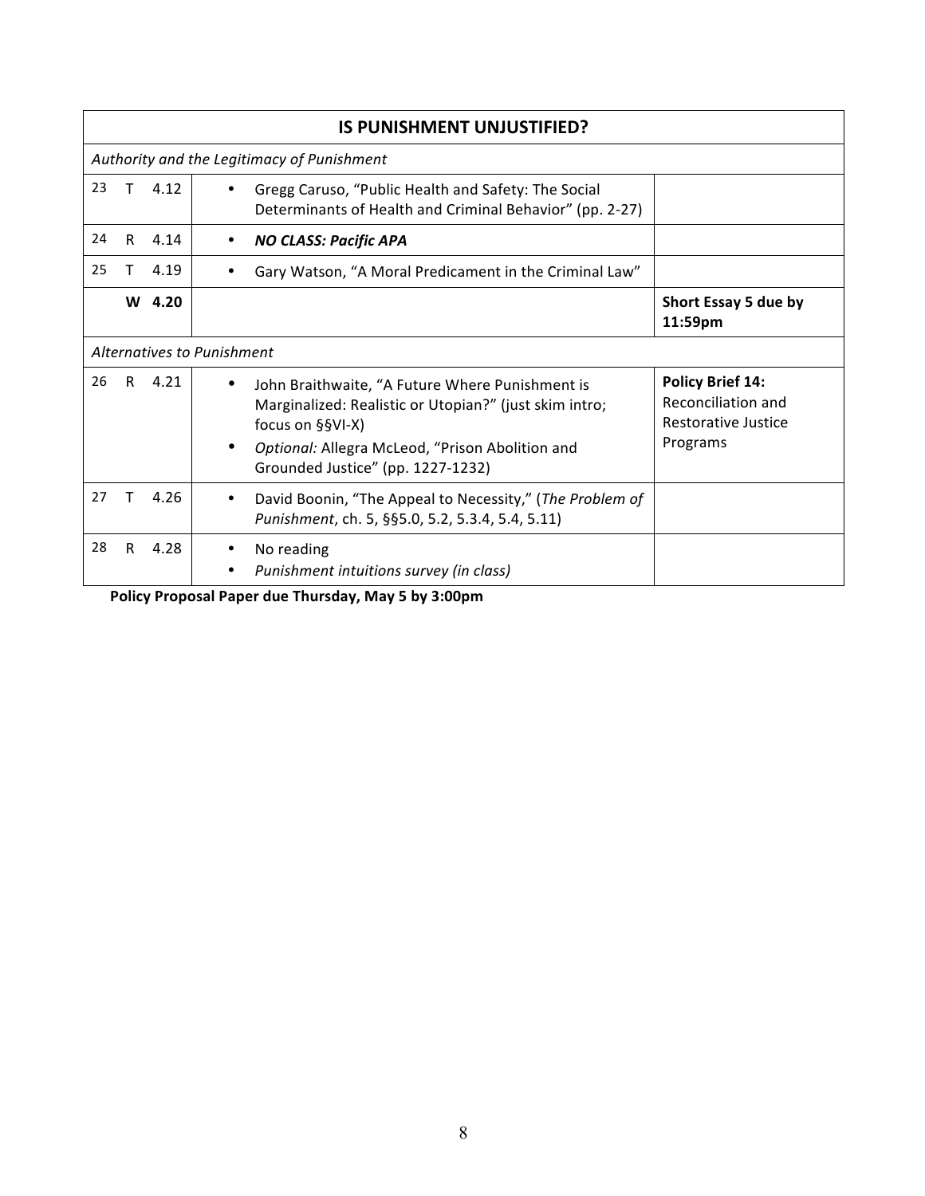| IS PUNISHMENT UNJUSTIFIED? | | | | |
|---|---|---|---|---|
| *Authority and the Legitimacy of Punishment* | | | | |
| 23 | T | 4.12 | • Gregg Caruso, "Public Health and Safety: The Social Determinants of Health and Criminal Behavior" (pp. 2-27) | |
| 24 | R | 4.14 | • ***NO CLASS: Pacific APA*** | |
| 25 | T | 4.19 | • Gary Watson, "A Moral Predicament in the Criminal Law" | |
| | **W** | **4.20** | | **Short Essay 5 due by 11:59pm** |
| *Alternatives to Punishment* | | | | |
| 26 | R | 4.21 | • John Braithwaite, "A Future Where Punishment is Marginalized: Realistic or Utopian?" (just skim intro; focus on §§VI-X)<br>• *Optional:* Allegra McLeod, "Prison Abolition and Grounded Justice" (pp. 1227-1232) | **Policy Brief 14:** Reconciliation and Restorative Justice Programs |
| 27 | T | 4.26 | • David Boonin, "The Appeal to Necessity," (*The Problem of Punishment*, ch. 5, §§5.0, 5.2, 5.3.4, 5.4, 5.11) | |
| 28 | R | 4.28 | • No reading<br>• *Punishment intuitions survey (in class)* | |

**Policy Proposal Paper due Thursday, May 5 by 3:00pm**